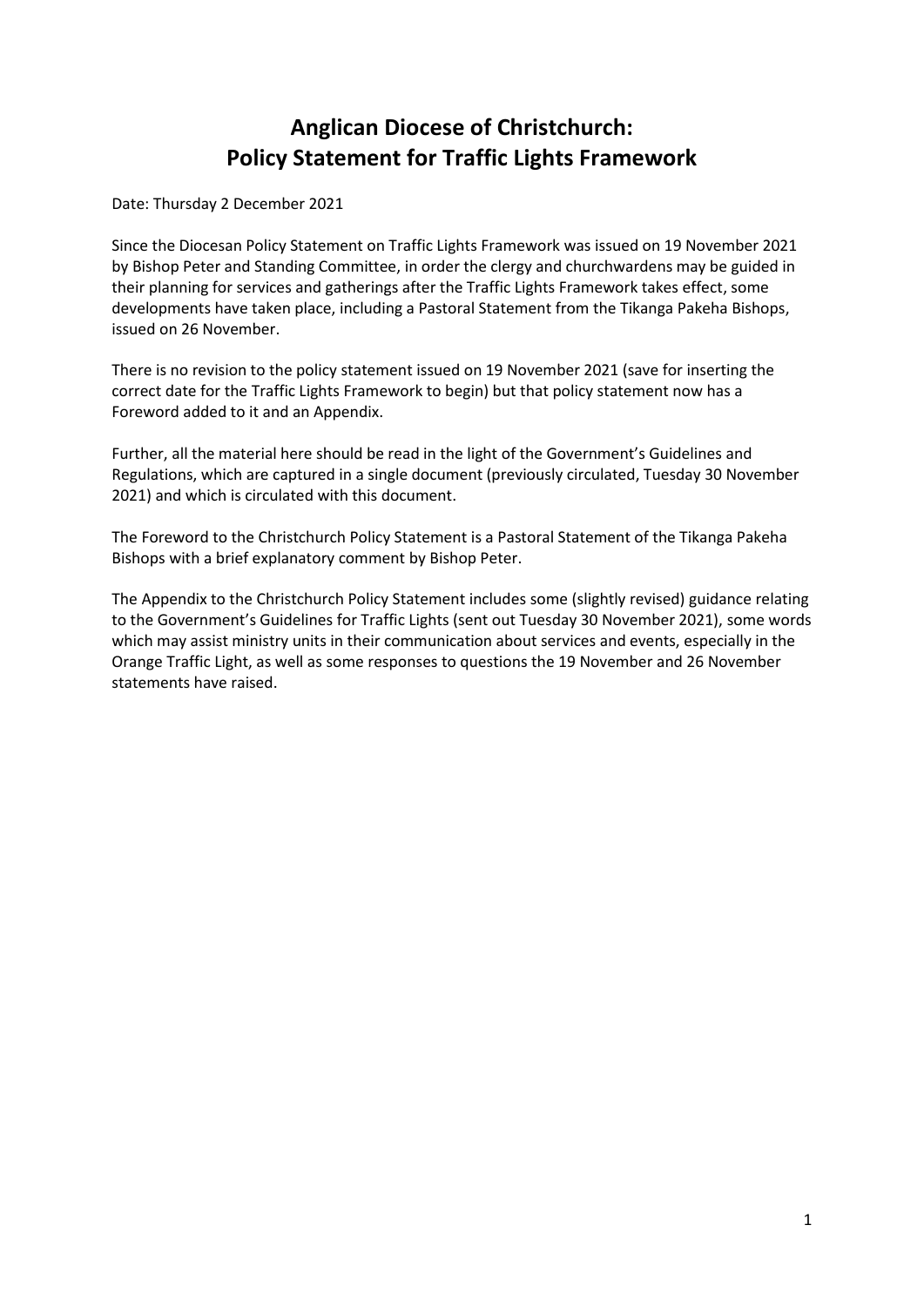# Anglican Diocese of Christchurch: Policy Statement for Traffic Lights Framework

Date: Thursday 2 December 2021

Since the Diocesan Policy Statement on Traffic Lights Framework was issued on 19 November 2021 by Bishop Peter and Standing Committee, in order the clergy and churchwardens may be guided in their planning for services and gatherings after the Traffic Lights Framework takes effect, some developments have taken place, including a Pastoral Statement from the Tikanga Pakeha Bishops, issued on 26 November.

There is no revision to the policy statement issued on 19 November 2021 (save for inserting the correct date for the Traffic Lights Framework to begin) but that policy statement now has a Foreword added to it and an Appendix.

Further, all the material here should be read in the light of the Government's Guidelines and Regulations, which are captured in a single document (previously circulated, Tuesday 30 November 2021) and which is circulated with this document.

The Foreword to the Christchurch Policy Statement is a Pastoral Statement of the Tikanga Pakeha Bishops with a brief explanatory comment by Bishop Peter.

The Appendix to the Christchurch Policy Statement includes some (slightly revised) guidance relating to the Government's Guidelines for Traffic Lights (sent out Tuesday 30 November 2021), some words which may assist ministry units in their communication about services and events, especially in the Orange Traffic Light, as well as some responses to questions the 19 November and 26 November statements have raised.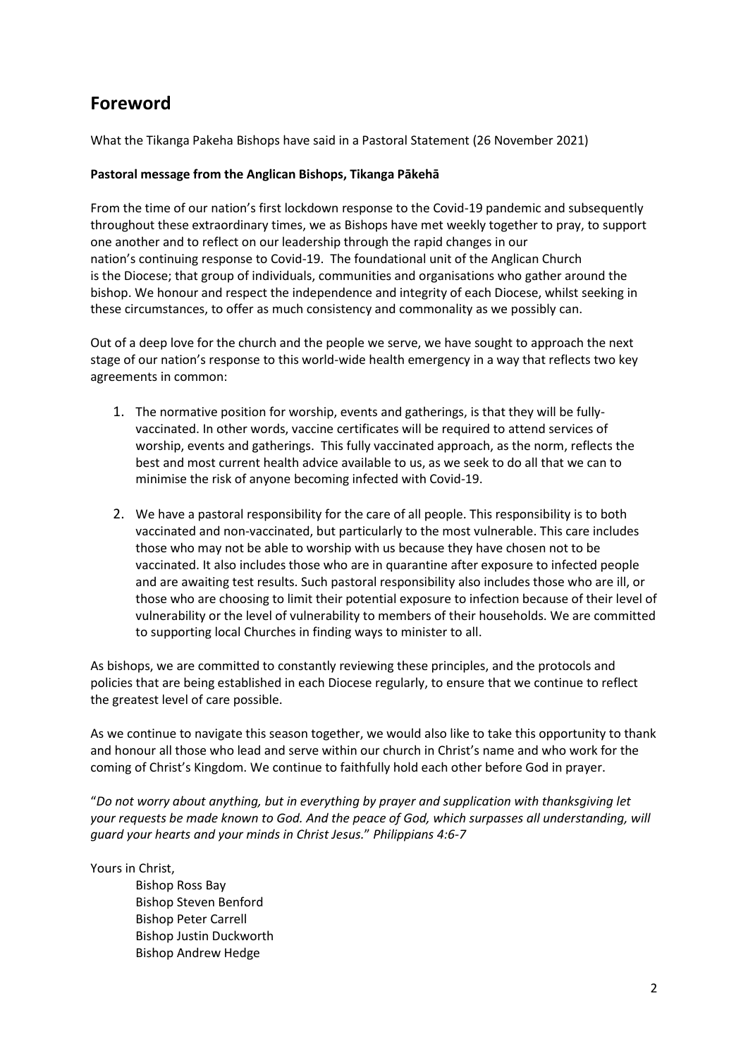# Foreword

What the Tikanga Pakeha Bishops have said in a Pastoral Statement (26 November 2021)

**Pastoral message from the Anglican Bishops, Tikanga Pākehā**

From the time of our nation's first lockdown response to the Covid-19 pandemic and subsequently throughout these extraordinary times, we as Bishops have met weekly together to pray, to support one another and to reflect on our leadership through the rapid changes in our nation's continuing response to Covid-19. The foundational unit of the Anglican Church is the Diocese; that group of individuals, communities and organisations who gather around the bishop. We honour and respect the independence and integrity of each Diocese, whilst seeking in these circumstances, to offer as much consistency and commonality as we possibly can.

Out of a deep love for the church and the people we serve, we have sought to approach the next stage of our nation's response to this world-wide health emergency in a way that reflects two key agreements in common:

1. The normative position for worship, events and gatherings, is that they will be fully-vaccinated. In other words, vaccine certificates will be required to attend services of worship, events and gatherings. This fully vaccinated approach, as the norm, reflects the best and most current health advice available to us, as we seek to do all that we can to minimise the risk of anyone becoming infected with Covid-19.
2. We have a pastoral responsibility for the care of all people. This responsibility is to both vaccinated and non-vaccinated, but particularly to the most vulnerable. This care includes those who may not be able to worship with us because they have chosen not to be vaccinated. It also includes those who are in quarantine after exposure to infected people and are awaiting test results. Such pastoral responsibility also includes those who are ill, or those who are choosing to limit their potential exposure to infection because of their level of vulnerability or the level of vulnerability to members of their households. We are committed to supporting local Churches in finding ways to minister to all.

As bishops, we are committed to constantly reviewing these principles, and the protocols and policies that are being established in each Diocese regularly, to ensure that we continue to reflect the greatest level of care possible.

As we continue to navigate this season together, we would also like to take this opportunity to thank and honour all those who lead and serve within our church in Christ's name and who work for the coming of Christ's Kingdom. We continue to faithfully hold each other before God in prayer.

"*Do not worry about anything, but in everything by prayer and supplication with thanksgiving let your requests be made known to God. And the peace of God, which surpasses all understanding, will guard your hearts and your minds in Christ Jesus.*" *Philippians 4:6-7*

Yours in Christ,

Bishop Ross Bay
Bishop Steven Benford
Bishop Peter Carrell
Bishop Justin Duckworth
Bishop Andrew Hedge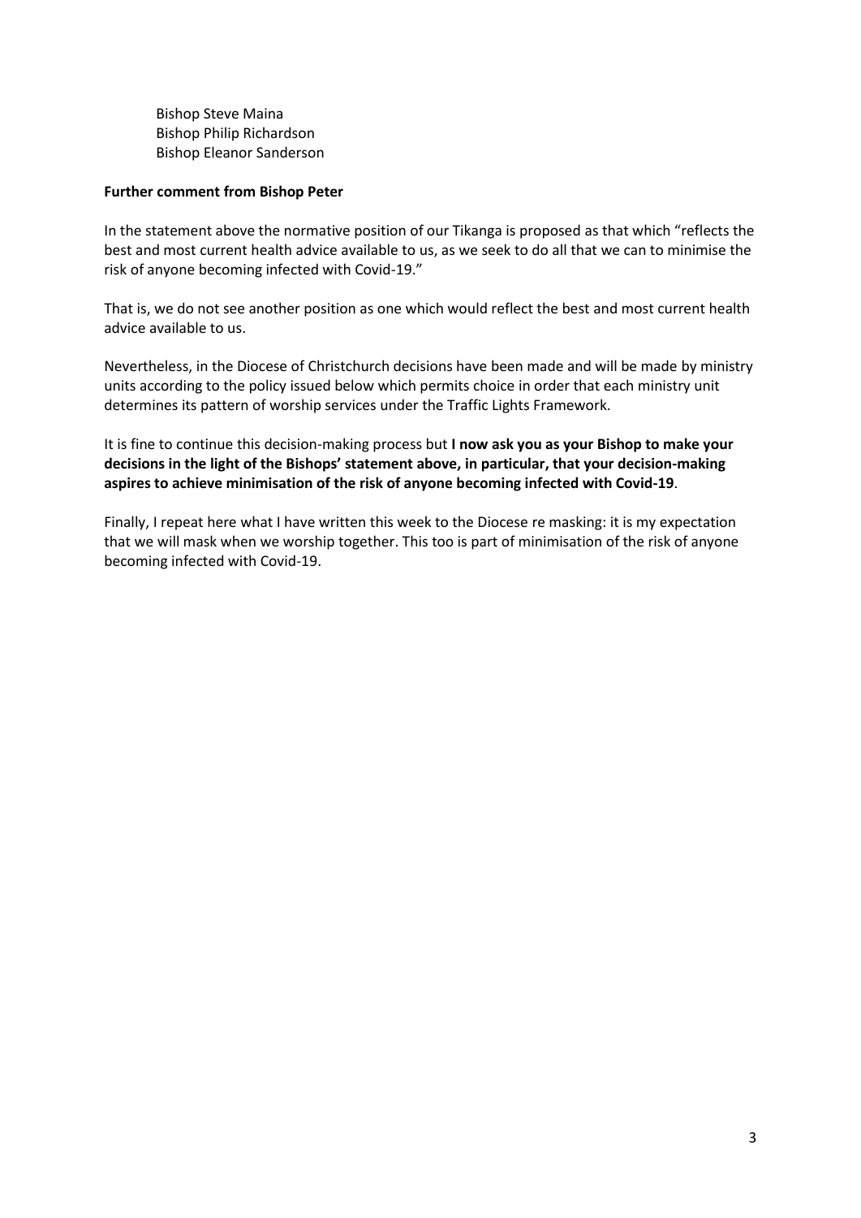Bishop Steve Maina
Bishop Philip Richardson
Bishop Eleanor Sanderson

**Further comment from Bishop Peter**

In the statement above the normative position of our Tikanga is proposed as that which "reflects the best and most current health advice available to us, as we seek to do all that we can to minimise the risk of anyone becoming infected with Covid-19."

That is, we do not see another position as one which would reflect the best and most current health advice available to us.

Nevertheless, in the Diocese of Christchurch decisions have been made and will be made by ministry units according to the policy issued below which permits choice in order that each ministry unit determines its pattern of worship services under the Traffic Lights Framework.

It is fine to continue this decision-making process but **I now ask you as your Bishop to make your decisions in the light of the Bishops' statement above, in particular, that your decision-making aspires to achieve minimisation of the risk of anyone becoming infected with Covid-19**.

Finally, I repeat here what I have written this week to the Diocese re masking: it is my expectation that we will mask when we worship together. This too is part of minimisation of the risk of anyone becoming infected with Covid-19.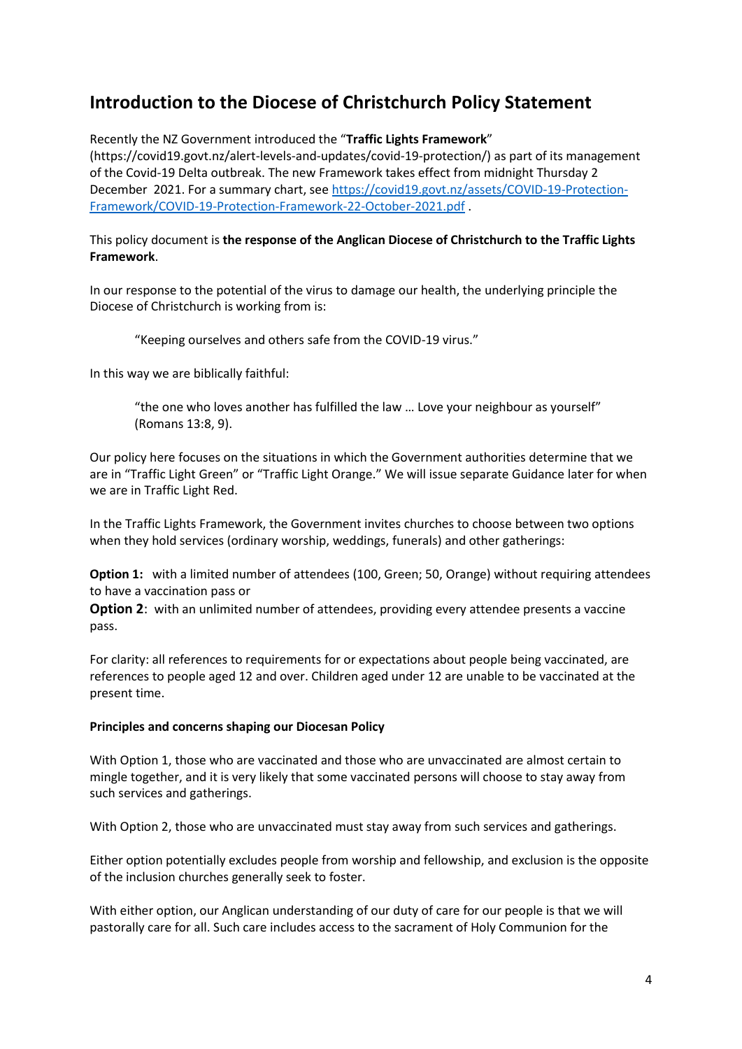# Introduction to the Diocese of Christchurch Policy Statement

Recently the NZ Government introduced the "**Traffic Lights Framework**" (https://covid19.govt.nz/alert-levels-and-updates/covid-19-protection/) as part of its management of the Covid-19 Delta outbreak. The new Framework takes effect from midnight Thursday 2 December 2021. For a summary chart, see [https://covid19.govt.nz/assets/COVID-19-Protection-Framework/COVID-19-Protection-Framework-22-October-2021.pdf](https://covid19.govt.nz/assets/COVID-19-Protection-Framework/COVID-19-Protection-Framework-22-October-2021.pdf) .

This policy document is **the response of the Anglican Diocese of Christchurch to the Traffic Lights Framework**.

In our response to the potential of the virus to damage our health, the underlying principle the Diocese of Christchurch is working from is:

> "Keeping ourselves and others safe from the COVID-19 virus."

In this way we are biblically faithful:

> "the one who loves another has fulfilled the law … Love your neighbour as yourself" (Romans 13:8, 9).

Our policy here focuses on the situations in which the Government authorities determine that we are in "Traffic Light Green" or "Traffic Light Orange." We will issue separate Guidance later for when we are in Traffic Light Red.

In the Traffic Lights Framework, the Government invites churches to choose between two options when they hold services (ordinary worship, weddings, funerals) and other gatherings:

**Option 1:** with a limited number of attendees (100, Green; 50, Orange) without requiring attendees to have a vaccination pass or

**Option 2**: with an unlimited number of attendees, providing every attendee presents a vaccine pass.

For clarity: all references to requirements for or expectations about people being vaccinated, are references to people aged 12 and over. Children aged under 12 are unable to be vaccinated at the present time.

**Principles and concerns shaping our Diocesan Policy**

With Option 1, those who are vaccinated and those who are unvaccinated are almost certain to mingle together, and it is very likely that some vaccinated persons will choose to stay away from such services and gatherings.

With Option 2, those who are unvaccinated must stay away from such services and gatherings.

Either option potentially excludes people from worship and fellowship, and exclusion is the opposite of the inclusion churches generally seek to foster.

With either option, our Anglican understanding of our duty of care for our people is that we will pastorally care for all. Such care includes access to the sacrament of Holy Communion for the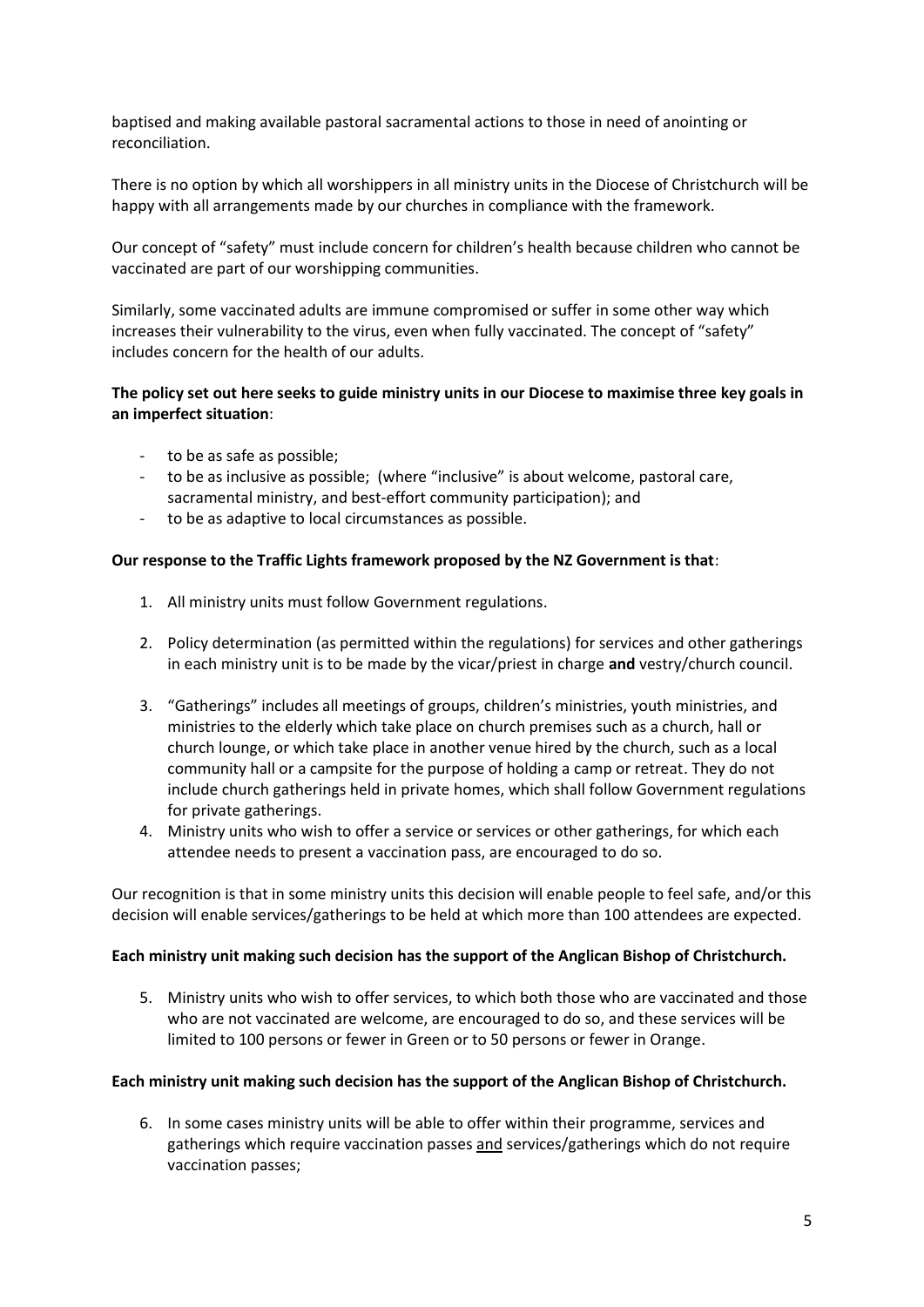baptised and making available pastoral sacramental actions to those in need of anointing or reconciliation.

There is no option by which all worshippers in all ministry units in the Diocese of Christchurch will be happy with all arrangements made by our churches in compliance with the framework.

Our concept of "safety" must include concern for children's health because children who cannot be vaccinated are part of our worshipping communities.

Similarly, some vaccinated adults are immune compromised or suffer in some other way which increases their vulnerability to the virus, even when fully vaccinated. The concept of "safety" includes concern for the health of our adults.

**The policy set out here seeks to guide ministry units in our Diocese to maximise three key goals in an imperfect situation**:

- to be as safe as possible;
- to be as inclusive as possible; (where "inclusive" is about welcome, pastoral care, sacramental ministry, and best-effort community participation); and
- to be as adaptive to local circumstances as possible.

**Our response to the Traffic Lights framework proposed by the NZ Government is that**:

1. All ministry units must follow Government regulations.
2. Policy determination (as permitted within the regulations) for services and other gatherings in each ministry unit is to be made by the vicar/priest in charge **and** vestry/church council.
3. "Gatherings" includes all meetings of groups, children's ministries, youth ministries, and ministries to the elderly which take place on church premises such as a church, hall or church lounge, or which take place in another venue hired by the church, such as a local community hall or a campsite for the purpose of holding a camp or retreat. They do not include church gatherings held in private homes, which shall follow Government regulations for private gatherings.
4. Ministry units who wish to offer a service or services or other gatherings, for which each attendee needs to present a vaccination pass, are encouraged to do so.

Our recognition is that in some ministry units this decision will enable people to feel safe, and/or this decision will enable services/gatherings to be held at which more than 100 attendees are expected.

**Each ministry unit making such decision has the support of the Anglican Bishop of Christchurch.**

5. Ministry units who wish to offer services, to which both those who are vaccinated and those who are not vaccinated are welcome, are encouraged to do so, and these services will be limited to 100 persons or fewer in Green or to 50 persons or fewer in Orange.

**Each ministry unit making such decision has the support of the Anglican Bishop of Christchurch.**

6. In some cases ministry units will be able to offer within their programme, services and gatherings which require vaccination passes <u>and</u> services/gatherings which do not require vaccination passes;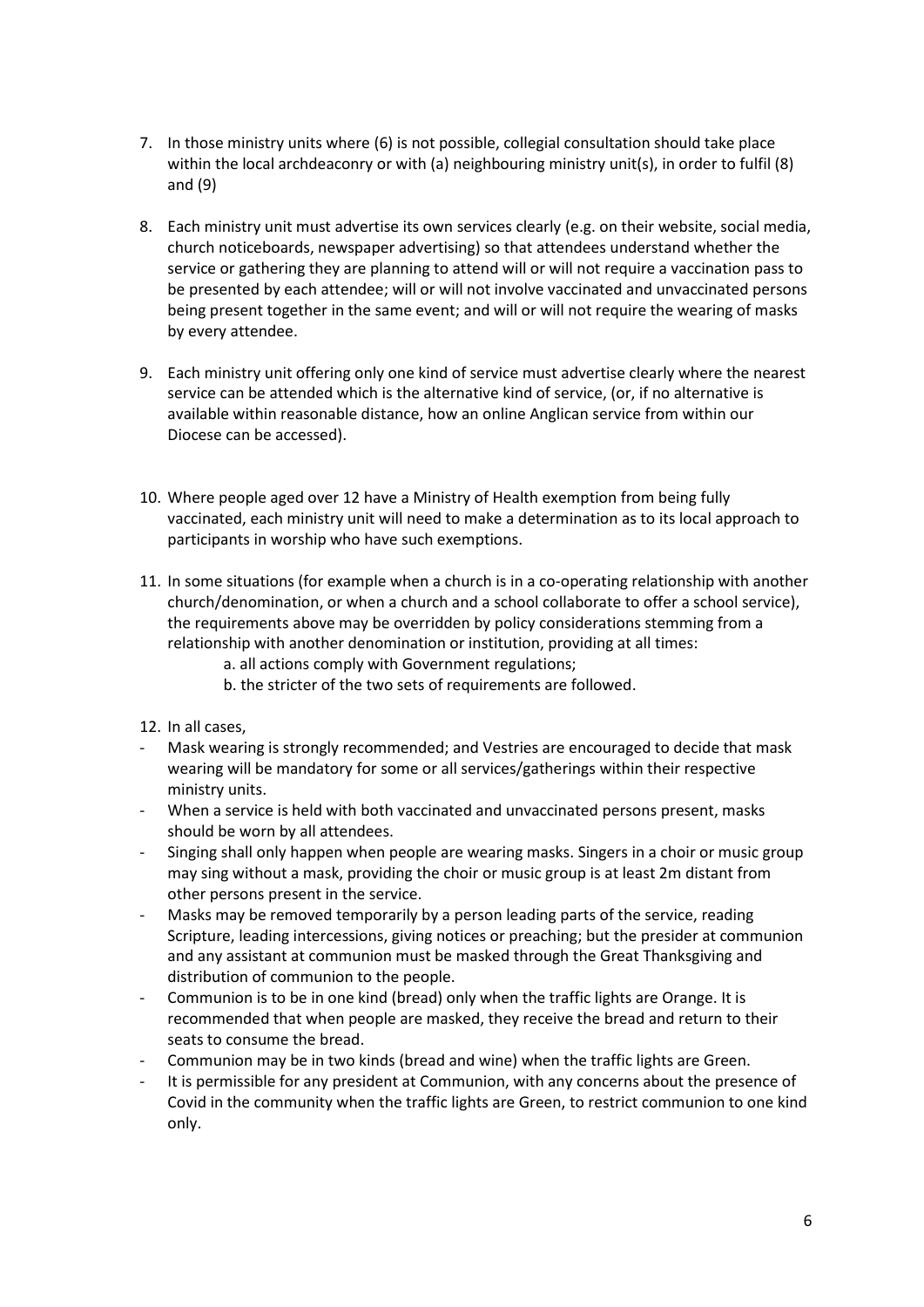7. In those ministry units where (6) is not possible, collegial consultation should take place within the local archdeaconry or with (a) neighbouring ministry unit(s), in order to fulfil (8) and (9)

8. Each ministry unit must advertise its own services clearly (e.g. on their website, social media, church noticeboards, newspaper advertising) so that attendees understand whether the service or gathering they are planning to attend will or will not require a vaccination pass to be presented by each attendee; will or will not involve vaccinated and unvaccinated persons being present together in the same event; and will or will not require the wearing of masks by every attendee.

9. Each ministry unit offering only one kind of service must advertise clearly where the nearest service can be attended which is the alternative kind of service, (or, if no alternative is available within reasonable distance, how an online Anglican service from within our Diocese can be accessed).

10. Where people aged over 12 have a Ministry of Health exemption from being fully vaccinated, each ministry unit will need to make a determination as to its local approach to participants in worship who have such exemptions.

11. In some situations (for example when a church is in a co-operating relationship with another church/denomination, or when a church and a school collaborate to offer a school service), the requirements above may be overridden by policy considerations stemming from a relationship with another denomination or institution, providing at all times:
    a. all actions comply with Government regulations;
    b. the stricter of the two sets of requirements are followed.

12. In all cases,

- Mask wearing is strongly recommended; and Vestries are encouraged to decide that mask wearing will be mandatory for some or all services/gatherings within their respective ministry units.
- When a service is held with both vaccinated and unvaccinated persons present, masks should be worn by all attendees.
- Singing shall only happen when people are wearing masks. Singers in a choir or music group may sing without a mask, providing the choir or music group is at least 2m distant from other persons present in the service.
- Masks may be removed temporarily by a person leading parts of the service, reading Scripture, leading intercessions, giving notices or preaching; but the presider at communion and any assistant at communion must be masked through the Great Thanksgiving and distribution of communion to the people.
- Communion is to be in one kind (bread) only when the traffic lights are Orange. It is recommended that when people are masked, they receive the bread and return to their seats to consume the bread.
- Communion may be in two kinds (bread and wine) when the traffic lights are Green.
- It is permissible for any president at Communion, with any concerns about the presence of Covid in the community when the traffic lights are Green, to restrict communion to one kind only.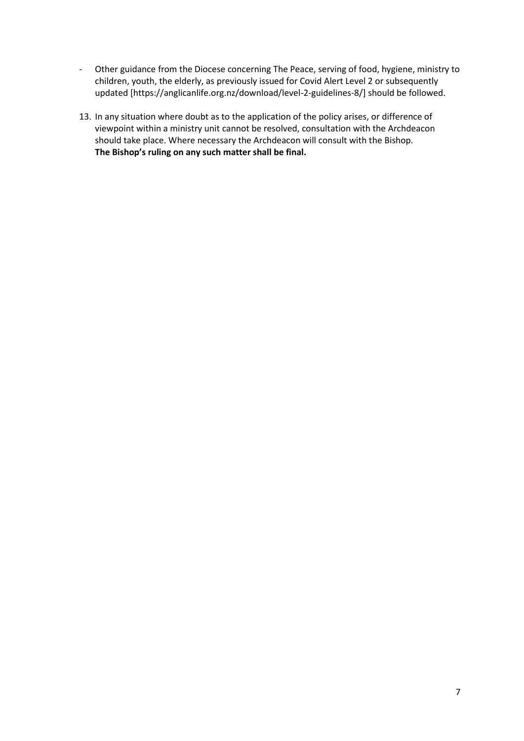- Other guidance from the Diocese concerning The Peace, serving of food, hygiene, ministry to children, youth, the elderly, as previously issued for Covid Alert Level 2 or subsequently updated [https://anglicanlife.org.nz/download/level-2-guidelines-8/] should be followed.

13. In any situation where doubt as to the application of the policy arises, or difference of viewpoint within a ministry unit cannot be resolved, consultation with the Archdeacon should take place. Where necessary the Archdeacon will consult with the Bishop.
    **The Bishop's ruling on any such matter shall be final.**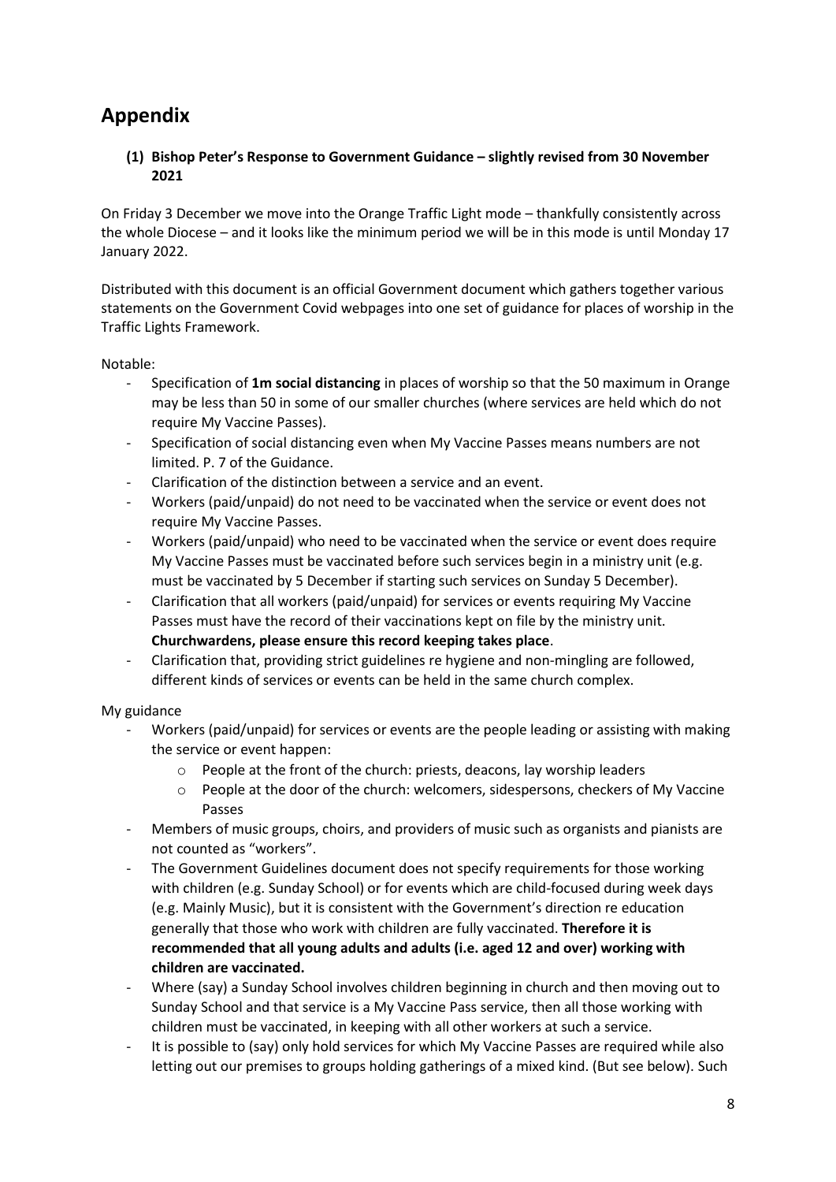# Appendix

**(1) Bishop Peter's Response to Government Guidance – slightly revised from 30 November 2021**

On Friday 3 December we move into the Orange Traffic Light mode – thankfully consistently across the whole Diocese – and it looks like the minimum period we will be in this mode is until Monday 17 January 2022.

Distributed with this document is an official Government document which gathers together various statements on the Government Covid webpages into one set of guidance for places of worship in the Traffic Lights Framework.

Notable:

- Specification of **1m social distancing** in places of worship so that the 50 maximum in Orange may be less than 50 in some of our smaller churches (where services are held which do not require My Vaccine Passes).
- Specification of social distancing even when My Vaccine Passes means numbers are not limited. P. 7 of the Guidance.
- Clarification of the distinction between a service and an event.
- Workers (paid/unpaid) do not need to be vaccinated when the service or event does not require My Vaccine Passes.
- Workers (paid/unpaid) who need to be vaccinated when the service or event does require My Vaccine Passes must be vaccinated before such services begin in a ministry unit (e.g. must be vaccinated by 5 December if starting such services on Sunday 5 December).
- Clarification that all workers (paid/unpaid) for services or events requiring My Vaccine Passes must have the record of their vaccinations kept on file by the ministry unit. **Churchwardens, please ensure this record keeping takes place**.
- Clarification that, providing strict guidelines re hygiene and non-mingling are followed, different kinds of services or events can be held in the same church complex.

My guidance

- Workers (paid/unpaid) for services or events are the people leading or assisting with making the service or event happen:
  - People at the front of the church: priests, deacons, lay worship leaders
  - People at the door of the church: welcomers, sidespersons, checkers of My Vaccine Passes
- Members of music groups, choirs, and providers of music such as organists and pianists are not counted as "workers".
- The Government Guidelines document does not specify requirements for those working with children (e.g. Sunday School) or for events which are child-focused during week days (e.g. Mainly Music), but it is consistent with the Government's direction re education generally that those who work with children are fully vaccinated. **Therefore it is recommended that all young adults and adults (i.e. aged 12 and over) working with children are vaccinated.**
- Where (say) a Sunday School involves children beginning in church and then moving out to Sunday School and that service is a My Vaccine Pass service, then all those working with children must be vaccinated, in keeping with all other workers at such a service.
- It is possible to (say) only hold services for which My Vaccine Passes are required while also letting out our premises to groups holding gatherings of a mixed kind. (But see below). Such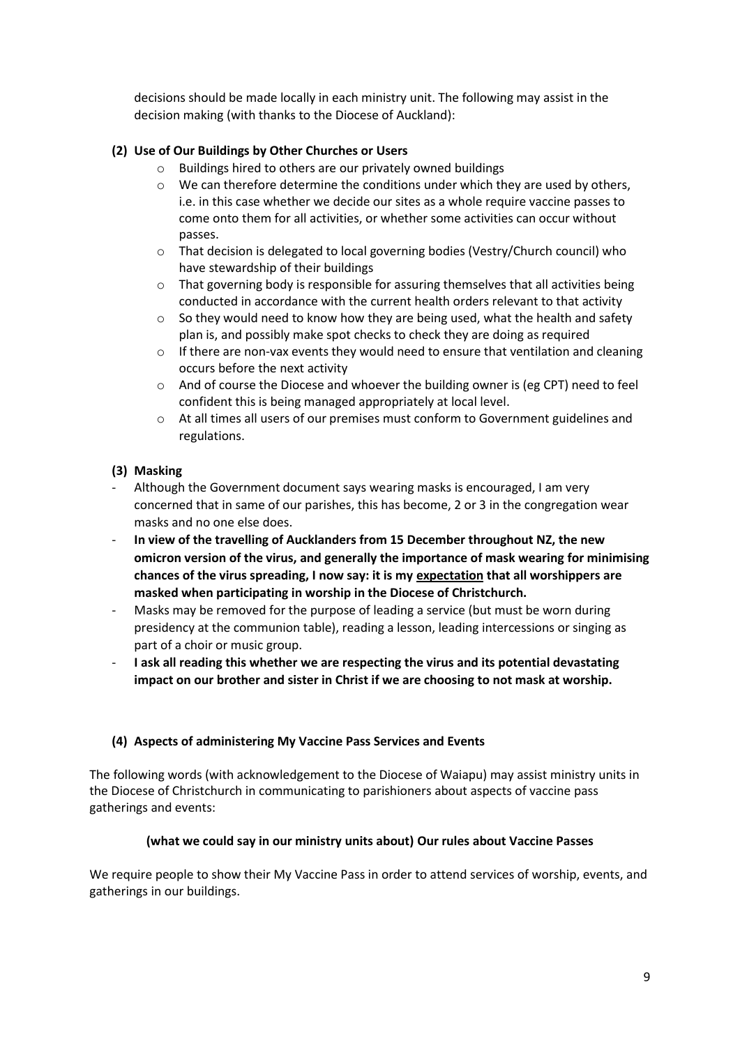decisions should be made locally in each ministry unit. The following may assist in the decision making (with thanks to the Diocese of Auckland):

**(2) Use of Our Buildings by Other Churches or Users**

- Buildings hired to others are our privately owned buildings
- We can therefore determine the conditions under which they are used by others, i.e. in this case whether we decide our sites as a whole require vaccine passes to come onto them for all activities, or whether some activities can occur without passes.
- That decision is delegated to local governing bodies (Vestry/Church council) who have stewardship of their buildings
- That governing body is responsible for assuring themselves that all activities being conducted in accordance with the current health orders relevant to that activity
- So they would need to know how they are being used, what the health and safety plan is, and possibly make spot checks to check they are doing as required
- If there are non-vax events they would need to ensure that ventilation and cleaning occurs before the next activity
- And of course the Diocese and whoever the building owner is (eg CPT) need to feel confident this is being managed appropriately at local level.
- At all times all users of our premises must conform to Government guidelines and regulations.

**(3) Masking**

- Although the Government document says wearing masks is encouraged, I am very concerned that in same of our parishes, this has become, 2 or 3 in the congregation wear masks and no one else does.
- **In view of the travelling of Aucklanders from 15 December throughout NZ, the new omicron version of the virus, and generally the importance of mask wearing for minimising chances of the virus spreading, I now say: it is my <u>expectation</u> that all worshippers are masked when participating in worship in the Diocese of Christchurch.**
- Masks may be removed for the purpose of leading a service (but must be worn during presidency at the communion table), reading a lesson, leading intercessions or singing as part of a choir or music group.
- **I ask all reading this whether we are respecting the virus and its potential devastating impact on our brother and sister in Christ if we are choosing to not mask at worship.**

**(4) Aspects of administering My Vaccine Pass Services and Events**

The following words (with acknowledgement to the Diocese of Waiapu) may assist ministry units in the Diocese of Christchurch in communicating to parishioners about aspects of vaccine pass gatherings and events:

**(what we could say in our ministry units about) Our rules about Vaccine Passes**

We require people to show their My Vaccine Pass in order to attend services of worship, events, and gatherings in our buildings.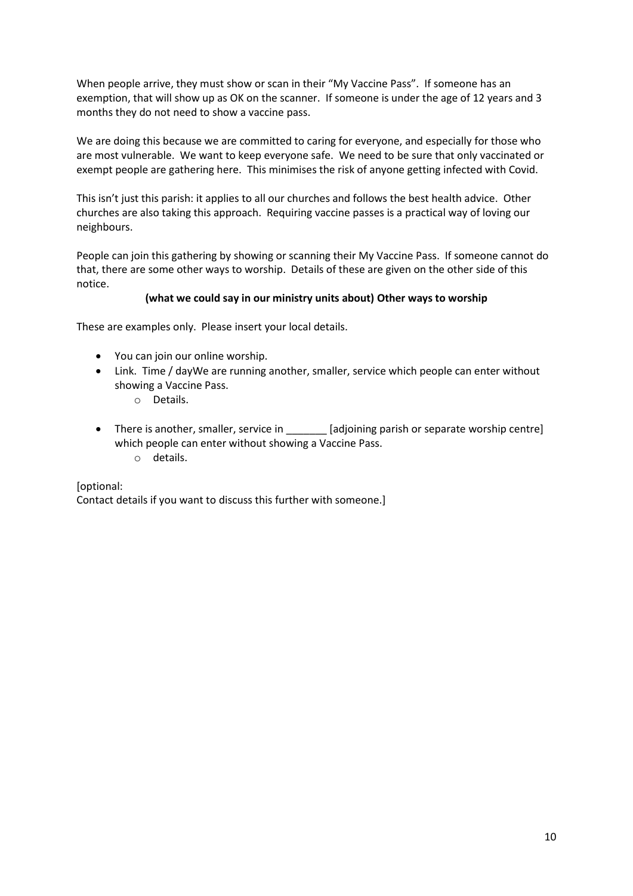When people arrive, they must show or scan in their "My Vaccine Pass". If someone has an exemption, that will show up as OK on the scanner. If someone is under the age of 12 years and 3 months they do not need to show a vaccine pass.

We are doing this because we are committed to caring for everyone, and especially for those who are most vulnerable. We want to keep everyone safe. We need to be sure that only vaccinated or exempt people are gathering here. This minimises the risk of anyone getting infected with Covid.

This isn't just this parish: it applies to all our churches and follows the best health advice. Other churches are also taking this approach. Requiring vaccine passes is a practical way of loving our neighbours.

People can join this gathering by showing or scanning their My Vaccine Pass. If someone cannot do that, there are some other ways to worship. Details of these are given on the other side of this notice.

**(what we could say in our ministry units about) Other ways to worship**

These are examples only. Please insert your local details.

- You can join our online worship.
- Link. Time / dayWe are running another, smaller, service which people can enter without showing a Vaccine Pass.
    - Details.
- There is another, smaller, service in _______ [adjoining parish or separate worship centre] which people can enter without showing a Vaccine Pass.
    - details.

[optional:
Contact details if you want to discuss this further with someone.]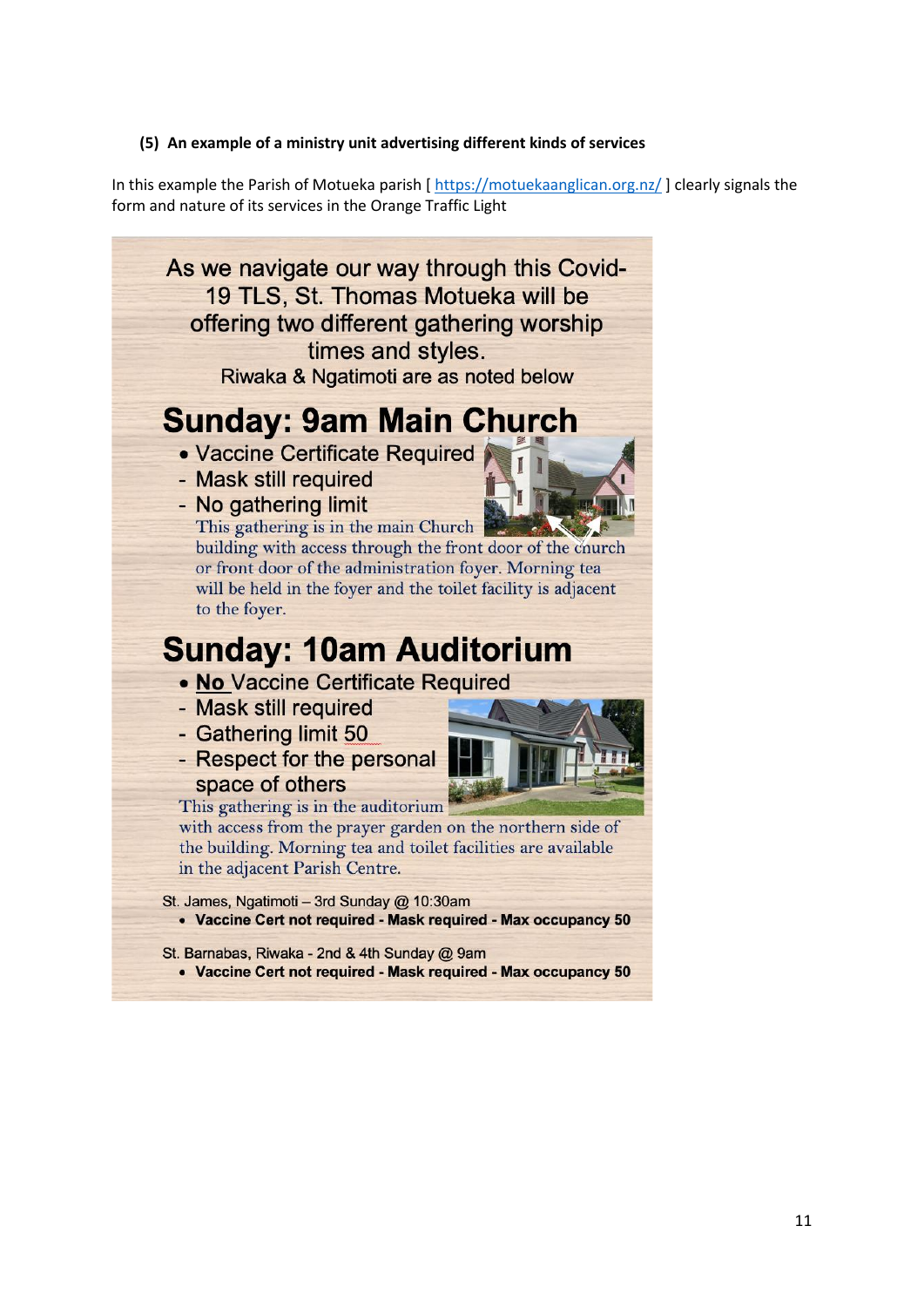**(5) An example of a ministry unit advertising different kinds of services**

In this example the Parish of Motueka parish [ https://motuekaanglican.org.nz/ ] clearly signals the form and nature of its services in the Orange Traffic Light

As we navigate our way through this Covid-19 TLS, St. Thomas Motueka will be offering two different gathering worship times and styles.

Riwaka & Ngatimoti are as noted below

## Sunday: 9am Main Church

- Vaccine Certificate Required
- Mask still required
- No gathering limit

This gathering is in the main Church building with access through the front door of the church or front door of the administration foyer. Morning tea will be held in the foyer and the toilet facility is adjacent to the foyer.

## Sunday: 10am Auditorium

- **No** Vaccine Certificate Required
- Mask still required
- Gathering limit 50
- Respect for the personal space of others

This gathering is in the auditorium with access from the prayer garden on the northern side of the building. Morning tea and toilet facilities are available in the adjacent Parish Centre.

St. James, Ngatimoti – 3rd Sunday @ 10:30am

- **Vaccine Cert not required - Mask required - Max occupancy 50**

St. Barnabas, Riwaka - 2nd & 4th Sunday @ 9am

- **Vaccine Cert not required - Mask required - Max occupancy 50**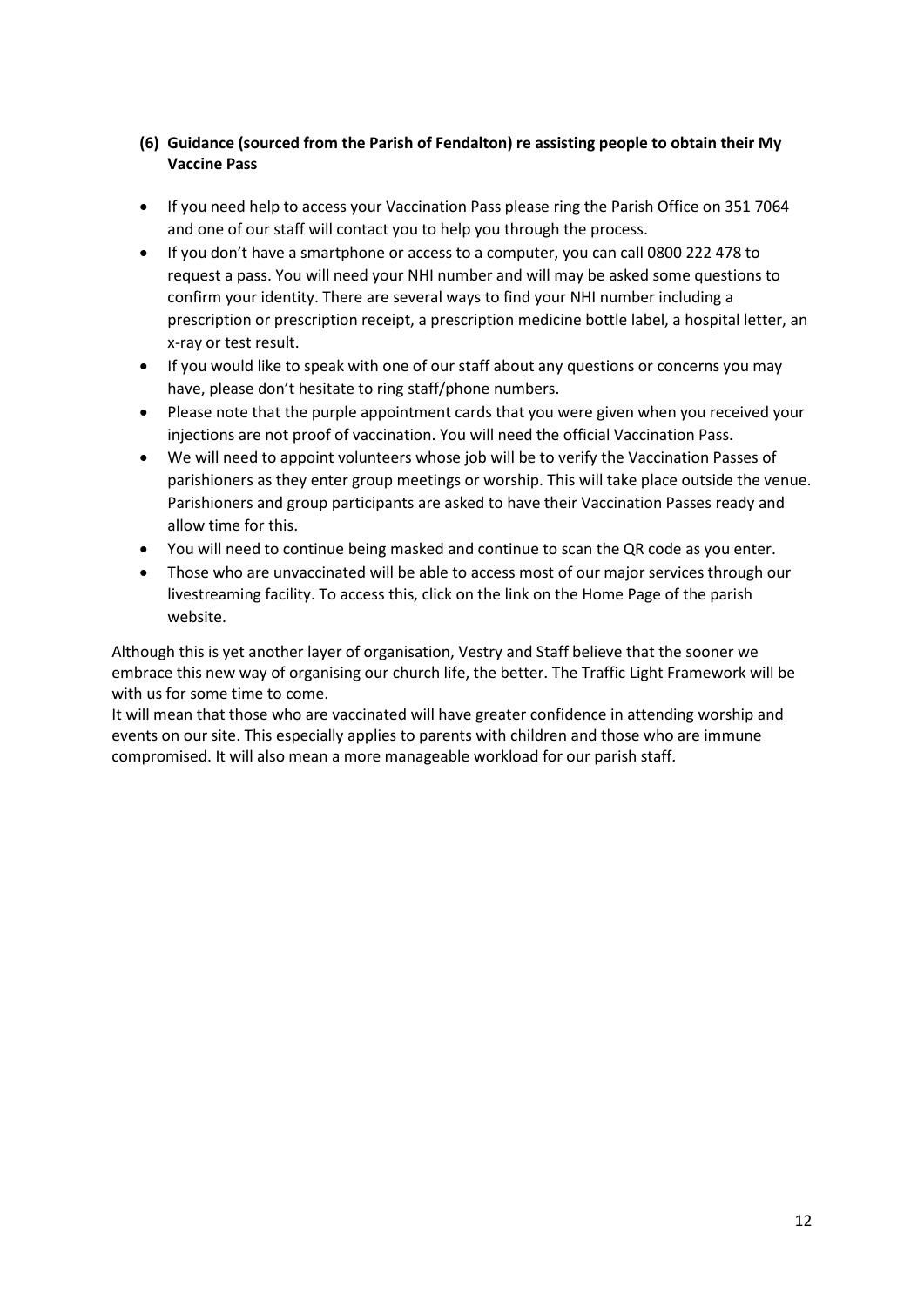### (6) Guidance (sourced from the Parish of Fendalton) re assisting people to obtain their My Vaccine Pass

- If you need help to access your Vaccination Pass please ring the Parish Office on 351 7064 and one of our staff will contact you to help you through the process.
- If you don't have a smartphone or access to a computer, you can call 0800 222 478 to request a pass. You will need your NHI number and will may be asked some questions to confirm your identity. There are several ways to find your NHI number including a prescription or prescription receipt, a prescription medicine bottle label, a hospital letter, an x-ray or test result.
- If you would like to speak with one of our staff about any questions or concerns you may have, please don't hesitate to ring staff/phone numbers.
- Please note that the purple appointment cards that you were given when you received your injections are not proof of vaccination. You will need the official Vaccination Pass.
- We will need to appoint volunteers whose job will be to verify the Vaccination Passes of parishioners as they enter group meetings or worship. This will take place outside the venue. Parishioners and group participants are asked to have their Vaccination Passes ready and allow time for this.
- You will need to continue being masked and continue to scan the QR code as you enter.
- Those who are unvaccinated will be able to access most of our major services through our livestreaming facility. To access this, click on the link on the Home Page of the parish website.

Although this is yet another layer of organisation, Vestry and Staff believe that the sooner we embrace this new way of organising our church life, the better. The Traffic Light Framework will be with us for some time to come.

It will mean that those who are vaccinated will have greater confidence in attending worship and events on our site. This especially applies to parents with children and those who are immune compromised. It will also mean a more manageable workload for our parish staff.